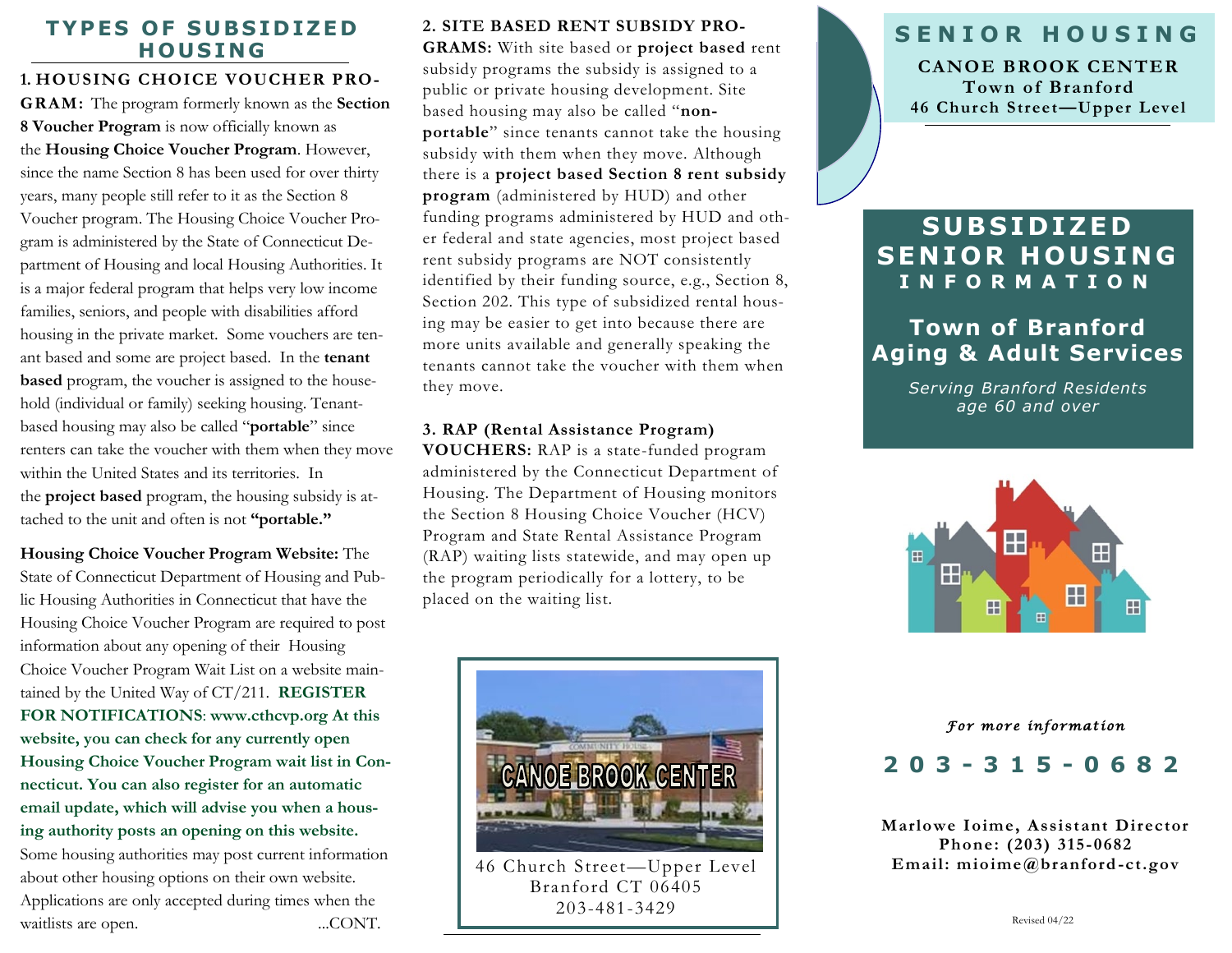## TYPES OF SUBSIDIZED HOUSING

**1. HOUSING CHOICE VOUCHER PROGRAM:** The program formerly known as the **Section 8 Voucher Program** is now officially known as the **Housing Choice Voucher Program**. However, since the name Section 8 has been used for over thirty years, many people still refer to it as the Section 8 Voucher program. The Housing Choice Voucher Program is administered by the State of Connecticut Department of Housing and local Housing Authorities. It is a major federal program that helps very low income families, seniors, and people with disabilities afford housing in the private market. Some vouchers are tenant based and some are project based. In the **tenant based** program, the voucher is assigned to the household (individual or family) seeking housing. Tenant-based housing may also be called "**portable**" since renters can take the voucher with them when they move within the United States and its territories. In the **project based** program, the housing subsidy is attached to the unit and often is not **"portable."**

**Housing Choice Voucher Program Website:** The State of Connecticut Department of Housing and Public Housing Authorities in Connecticut that have the Housing Choice Voucher Program are required to post information about any opening of their Housing Choice Voucher Program Wait List on a website maintained by the United Way of CT/211. **REGISTER FOR NOTIFICATIONS**: **www.cthcvp.org At this website, you can check for any currently open Housing Choice Voucher Program wait list in Connecticut. You can also register for an automatic email update, which will advise you when a housing authority posts an opening on this website.** Some housing authorities may post current information about other housing options on their own website. Applications are only accepted during times when the waitlists are open. ...CONT.

**2. SITE BASED RENT SUBSIDY PROGRAMS:** With site based or **project based** rent subsidy programs the subsidy is assigned to a public or private housing development. Site based housing may also be called "**non-portable**" since tenants cannot take the housing subsidy with them when they move. Although there is a **project based Section 8 rent subsidy program** (administered by HUD) and other funding programs administered by HUD and other federal and state agencies, most project based rent subsidy programs are NOT consistently identified by their funding source, e.g., Section 8, Section 202. This type of subsidized rental housing may be easier to get into because there are more units available and generally speaking the tenants cannot take the voucher with them when they move.

**3. RAP (Rental Assistance Program) VOUCHERS:** RAP is a state-funded program administered by the Connecticut Department of Housing. The Department of Housing monitors the Section 8 Housing Choice Voucher (HCV) Program and State Rental Assistance Program (RAP) waiting lists statewide, and may open up the program periodically for a lottery, to be placed on the waiting list.

CANOE BROOK CENTER

46 Church Street—Upper Level
Branford CT 06405
203-481-3429

## SENIOR HOUSING

**CANOE BROOK CENTER**
**Town of Branford**
**46 Church Street—Upper Level**

# SUBSIDIZED SENIOR HOUSING INFORMATION

## Town of Branford Aging & Adult Services

*Serving Branford Residents age 60 and over*

*For more information*

**203-315-0682**

**Marlowe Ioime, Assistant Director**
**Phone: (203) 315-0682**
**Email: mioime@branford-ct.gov**

Revised 04/22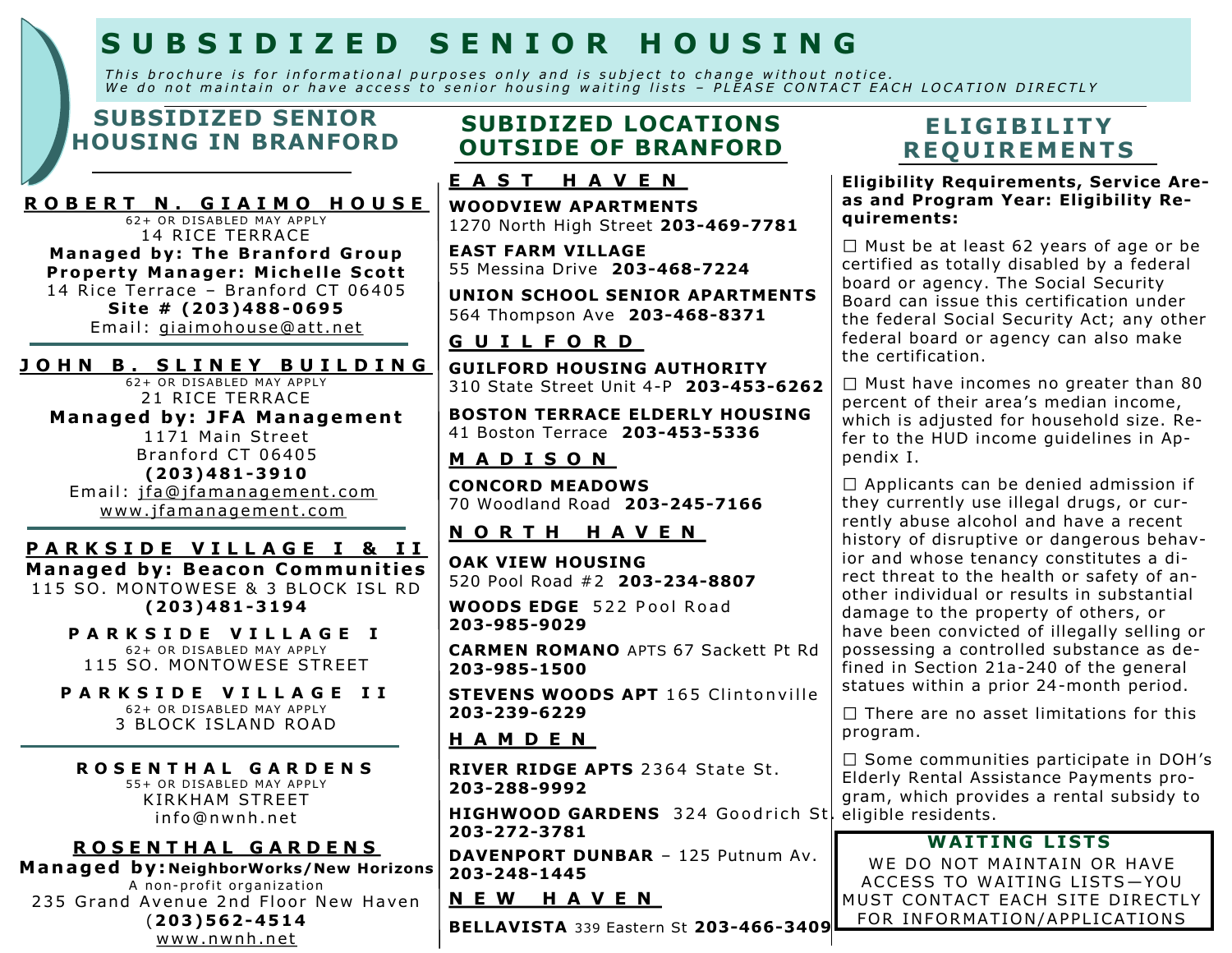# SUBSIDIZED SENIOR HOUSING

*This brochure is for informational purposes only and is subject to change without notice.*
*We do not maintain or have access to senior housing waiting lists – PLEASE CONTACT EACH LOCATION DIRECTLY*

## SUBSIDIZED SENIOR HOUSING IN BRANFORD

### ROBERT N. GIAIMO HOUSE

62+ OR DISABLED MAY APPLY
14 RICE TERRACE
**Managed by: The Branford Group**
**Property Manager: Michelle Scott**
14 Rice Terrace – Branford CT 06405
**Site # (203)488-0695**
Email: giaimohouse@att.net

### JOHN B. SLINEY BUILDING

62+ OR DISABLED MAY APPLY
21 RICE TERRACE
**Managed by: JFA Management**
1171 Main Street
Branford CT 06405
**(203)481-3910**
Email: jfa@jfamanagement.com
www.jfamanagement.com

### PARKSIDE VILLAGE I & II

**Managed by: Beacon Communities**
115 SO. MONTOWESE & 3 BLOCK ISL RD
**(203)481-3194**

**PARKSIDE VILLAGE I**
62+ OR DISABLED MAY APPLY
115 SO. MONTOWESE STREET

**PARKSIDE VILLAGE II**
62+ OR DISABLED MAY APPLY
3 BLOCK ISLAND ROAD

**ROSENTHAL GARDENS**
55+ OR DISABLED MAY APPLY
KIRKHAM STREET
info@nwnh.net

### ROSENTHAL GARDENS

**Managed by: NeighborWorks/New Horizons**
A non-profit organization
235 Grand Avenue 2nd Floor New Haven
(**203)562-4514**
www.nwnh.net

## SUBIDIZED LOCATIONS OUTSIDE OF BRANFORD

### EAST HAVEN

**WOODVIEW APARTMENTS**
1270 North High Street **203-469-7781**

**EAST FARM VILLAGE**
55 Messina Drive **203-468-7224**

**UNION SCHOOL SENIOR APARTMENTS**
564 Thompson Ave **203-468-8371**

### GUILFORD

**GUILFORD HOUSING AUTHORITY**
310 State Street Unit 4-P **203-453-6262**

**BOSTON TERRACE ELDERLY HOUSING**
41 Boston Terrace **203-453-5336**

### MADISON

**CONCORD MEADOWS**
70 Woodland Road **203-245-7166**

### NORTH HAVEN

**OAK VIEW HOUSING**
520 Pool Road #2 **203-234-8807**

**WOODS EDGE** 522 Pool Road
**203-985-9029**

**CARMEN ROMANO** APTS 67 Sackett Pt Rd
**203-985-1500**

**STEVENS WOODS APT** 165 Clintonville
**203-239-6229**

### HAMDEN

**RIVER RIDGE APTS** 2364 State St.
**203-288-9992**

**HIGHWOOD GARDENS** 324 Goodrich St.
**203-272-3781**

**DAVENPORT DUNBAR** – 125 Putnum Av.
**203-248-1445**

### NEW HAVEN

**BELLAVISTA** 339 Eastern St **203-466-3409**

## ELIGIBILITY REQUIREMENTS

**Eligibility Requirements, Service Areas and Program Year: Eligibility Requirements:**

☐ Must be at least 62 years of age or be certified as totally disabled by a federal board or agency. The Social Security Board can issue this certification under the federal Social Security Act; any other federal board or agency can also make the certification.

☐ Must have incomes no greater than 80 percent of their area's median income, which is adjusted for household size. Refer to the HUD income guidelines in Appendix I.

☐ Applicants can be denied admission if they currently use illegal drugs, or currently abuse alcohol and have a recent history of disruptive or dangerous behavior and whose tenancy constitutes a direct threat to the health or safety of another individual or results in substantial damage to the property of others, or have been convicted of illegally selling or possessing a controlled substance as defined in Section 21a-240 of the general statues within a prior 24-month period.

☐ There are no asset limitations for this program.

☐ Some communities participate in DOH's Elderly Rental Assistance Payments program, which provides a rental subsidy to eligible residents.

### WAITING LISTS

WE DO NOT MAINTAIN OR HAVE ACCESS TO WAITING LISTS—YOU MUST CONTACT EACH SITE DIRECTLY FOR INFORMATION/APPLICATIONS